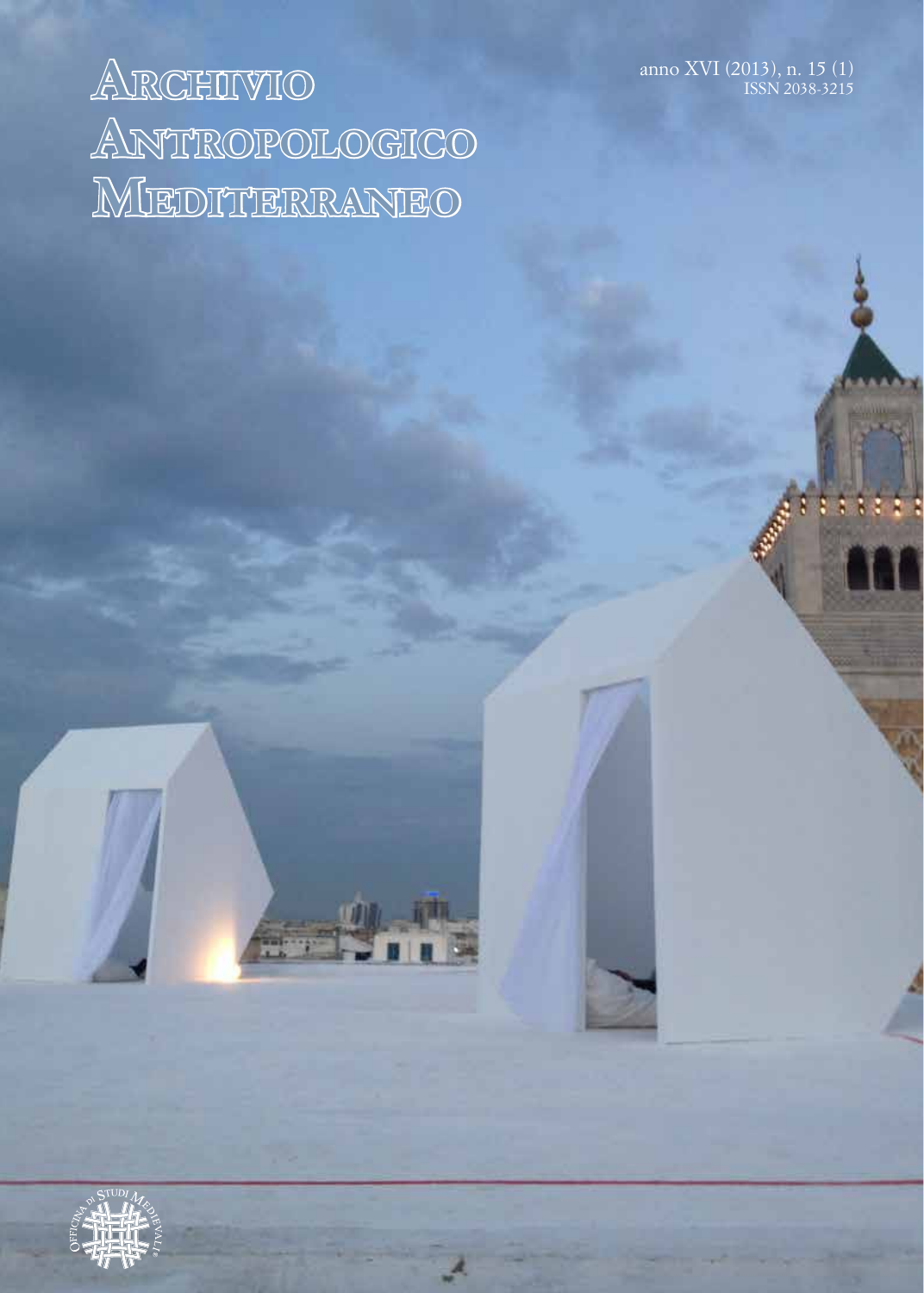# Archivio Antropologico Mediterraneo

anno XVI (2013), n. 15 (1)
ISSN 2038-3215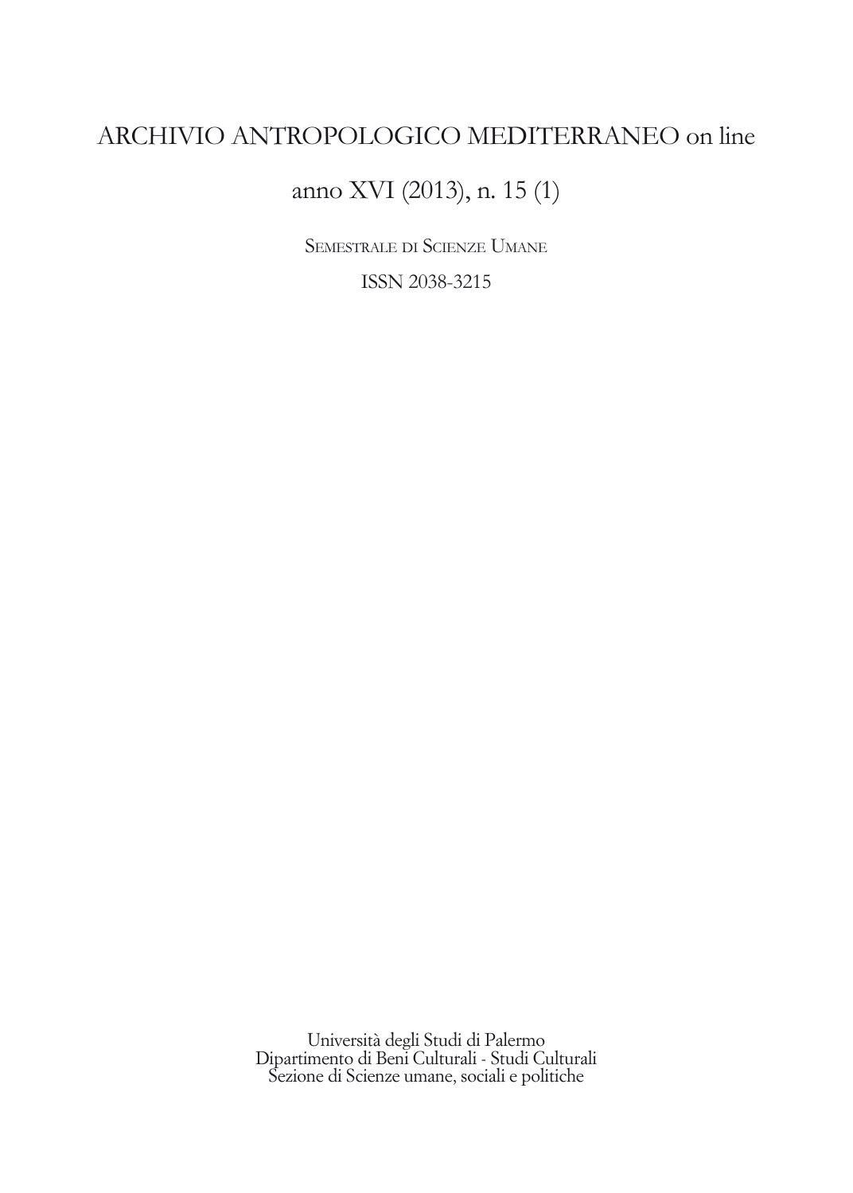# ARCHIVIO ANTROPOLOGICO MEDITERRANEO on line

## anno XVI (2013), n. 15 (1)

Semestrale di Scienze Umane

ISSN 2038-3215

Università degli Studi di Palermo
Dipartimento di Beni Culturali - Studi Culturali
Sezione di Scienze umane, sociali e politiche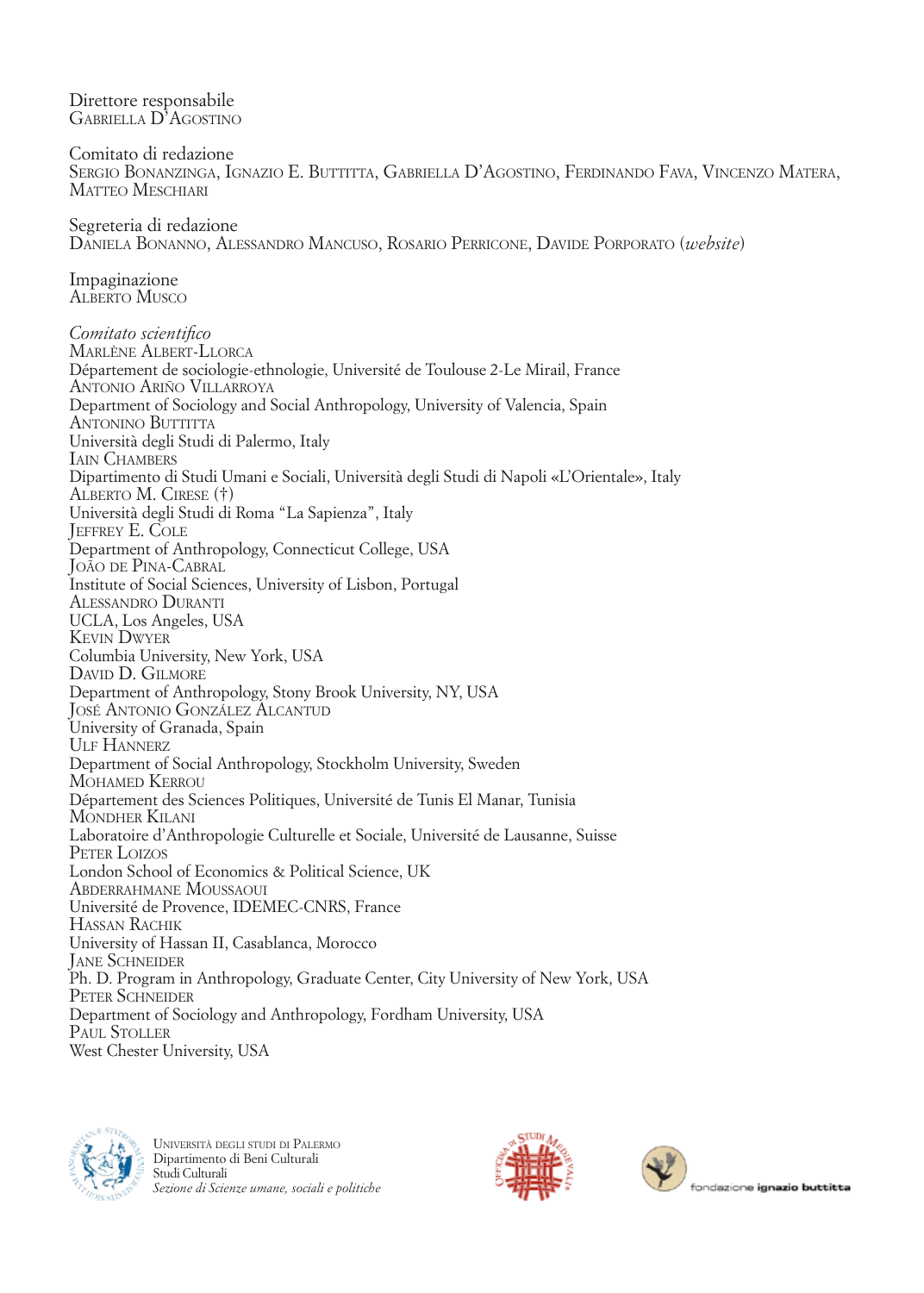Direttore responsabile
Gabriella D'Agostino

Comitato di redazione
Sergio Bonanzinga, Ignazio E. Buttitta, Gabriella D'Agostino, Ferdinando Fava, Vincenzo Matera, Matteo Meschiari

Segreteria di redazione
Daniela Bonanno, Alessandro Mancuso, Rosario Perricone, Davide Porporato (*website*)

Impaginazione
Alberto Musco

*Comitato scientifico*
Marlène Albert-Llorca
Département de sociologie-ethnologie, Université de Toulouse 2-Le Mirail, France
Antonio Ariño Villarroya
Department of Sociology and Social Anthropology, University of Valencia, Spain
Antonino Buttitta
Università degli Studi di Palermo, Italy
Iain Chambers
Dipartimento di Studi Umani e Sociali, Università degli Studi di Napoli «L'Orientale», Italy
Alberto M. Cirese (†)
Università degli Studi di Roma "La Sapienza", Italy
Jeffrey E. Cole
Department of Anthropology, Connecticut College, USA
João de Pina-Cabral
Institute of Social Sciences, University of Lisbon, Portugal
Alessandro Duranti
UCLA, Los Angeles, USA
Kevin Dwyer
Columbia University, New York, USA
David D. Gilmore
Department of Anthropology, Stony Brook University, NY, USA
José Antonio González Alcantud
University of Granada, Spain
Ulf Hannerz
Department of Social Anthropology, Stockholm University, Sweden
Mohamed Kerrou
Département des Sciences Politiques, Université de Tunis El Manar, Tunisia
Mondher Kilani
Laboratoire d'Anthropologie Culturelle et Sociale, Université de Lausanne, Suisse
Peter Loizos
London School of Economics & Political Science, UK
Abderrahmane Moussaoui
Université de Provence, IDEMEC-CNRS, France
Hassan Rachik
University of Hassan II, Casablanca, Morocco
Jane Schneider
Ph. D. Program in Anthropology, Graduate Center, City University of New York, USA
Peter Schneider
Department of Sociology and Anthropology, Fordham University, USA
Paul Stoller
West Chester University, USA

Università degli studi di Palermo
Dipartimento di Beni Culturali
Studi Culturali
*Sezione di Scienze umane, sociali e politiche*

fondazione ignazio buttitta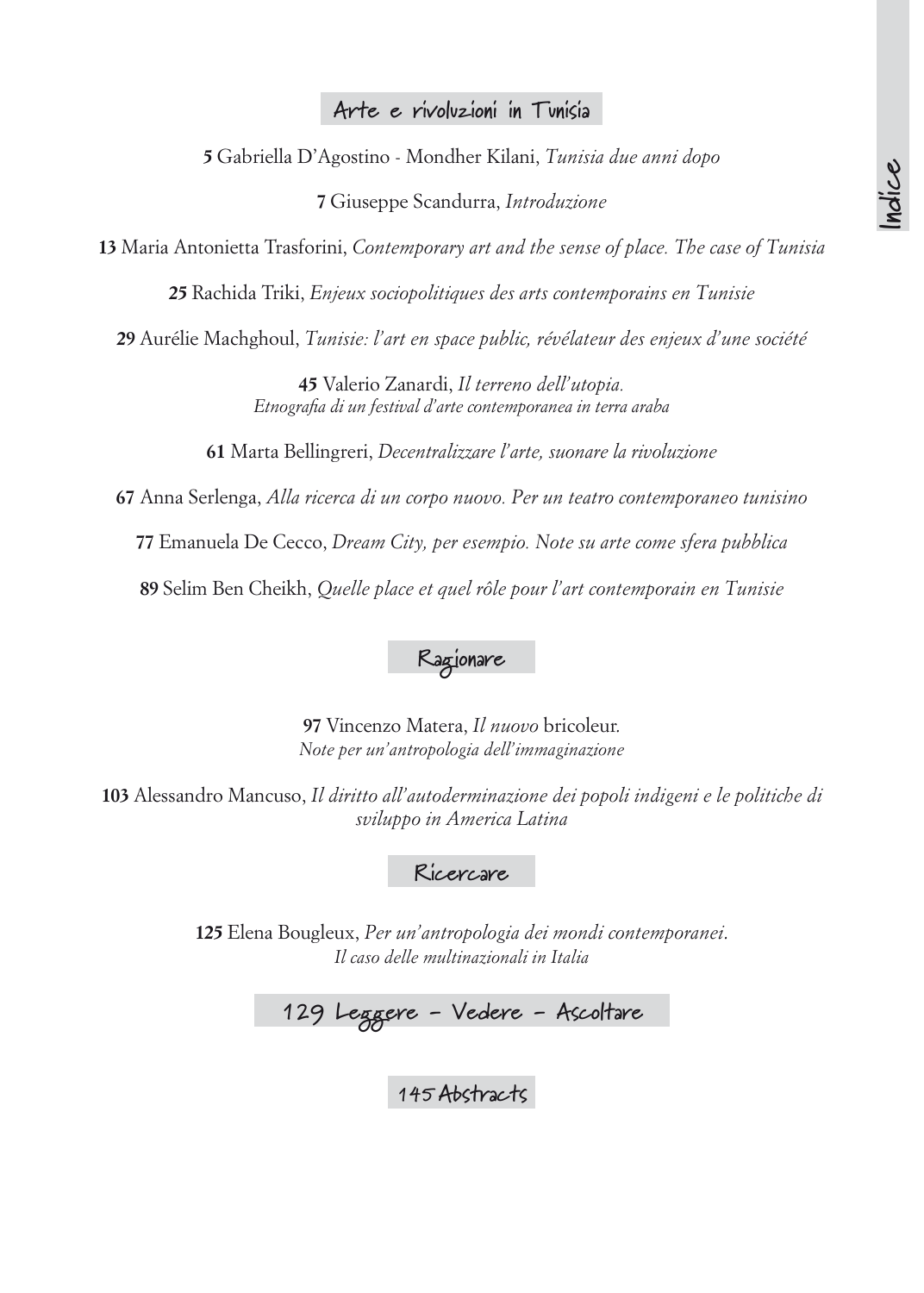# Indice

## Arte e rivoluzioni in Tunisia

**5** Gabriella D'Agostino - Mondher Kilani, *Tunisia due anni dopo*

**7** Giuseppe Scandurra, *Introduzione*

**13** Maria Antonietta Trasforini, *Contemporary art and the sense of place. The case of Tunisia*

**25** Rachida Triki, *Enjeux sociopolitiques des arts contemporains en Tunisie*

**29** Aurélie Machghoul, *Tunisie: l'art en space public, révélateur des enjeux d'une société*

**45** Valerio Zanardi, *Il terreno dell'utopia. Etnografia di un festival d'arte contemporanea in terra araba*

**61** Marta Bellingreri, *Decentralizzare l'arte, suonare la rivoluzione*

**67** Anna Serlenga, *Alla ricerca di un corpo nuovo. Per un teatro contemporaneo tunisino*

**77** Emanuela De Cecco, *Dream City, per esempio. Note su arte come sfera pubblica*

**89** Selim Ben Cheikh, *Quelle place et quel rôle pour l'art contemporain en Tunisie*

## Ragionare

**97** Vincenzo Matera, *Il nuovo* bricoleur. *Note per un'antropologia dell'immaginazione*

**103** Alessandro Mancuso, *Il diritto all'autoderminazione dei popoli indigeni e le politiche di sviluppo in America Latina*

## Ricercare

**125** Elena Bougleux, *Per un'antropologia dei mondi contemporanei. Il caso delle multinazionali in Italia*

## 129 Leggere - Vedere - Ascoltare

## 145 Abstracts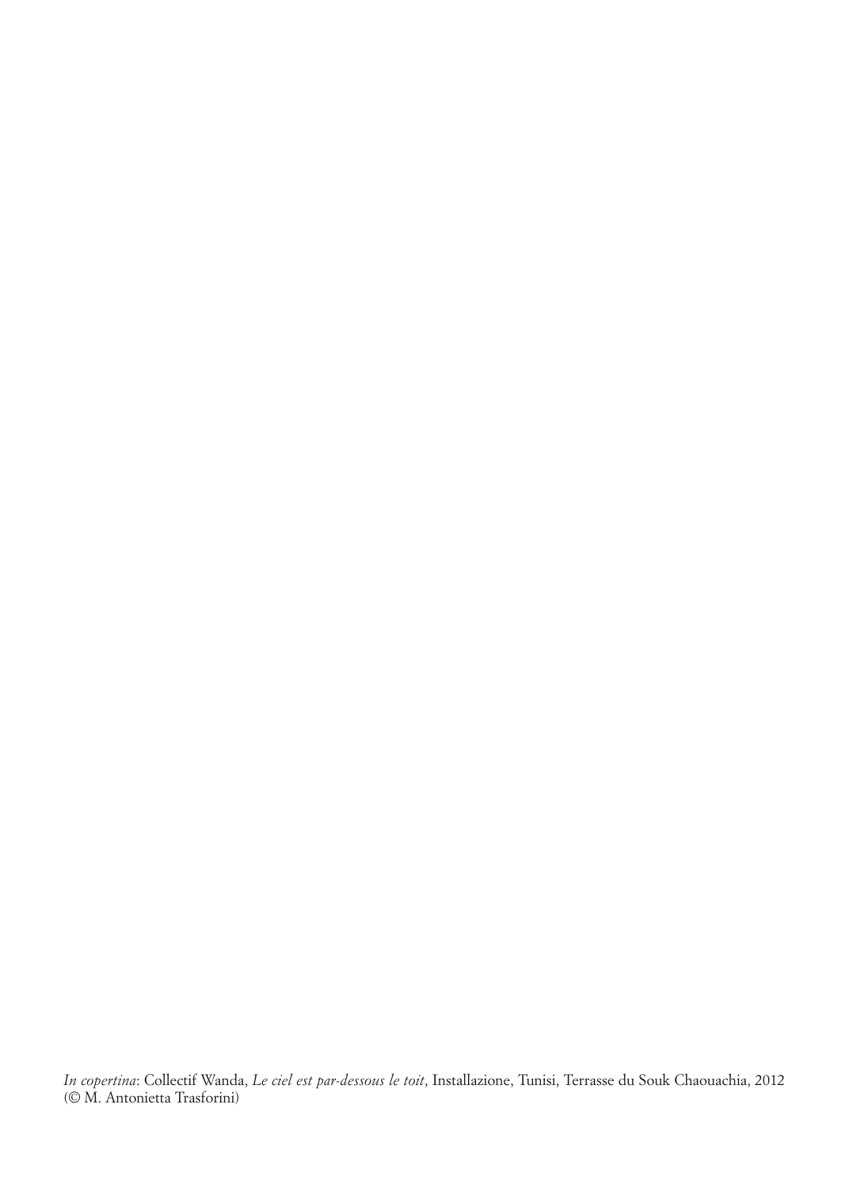*In copertina*: Collectif Wanda, *Le ciel est par-dessous le toit*, Installazione, Tunisi, Terrasse du Souk Chaouachia, 2012 (© M. Antonietta Trasforini)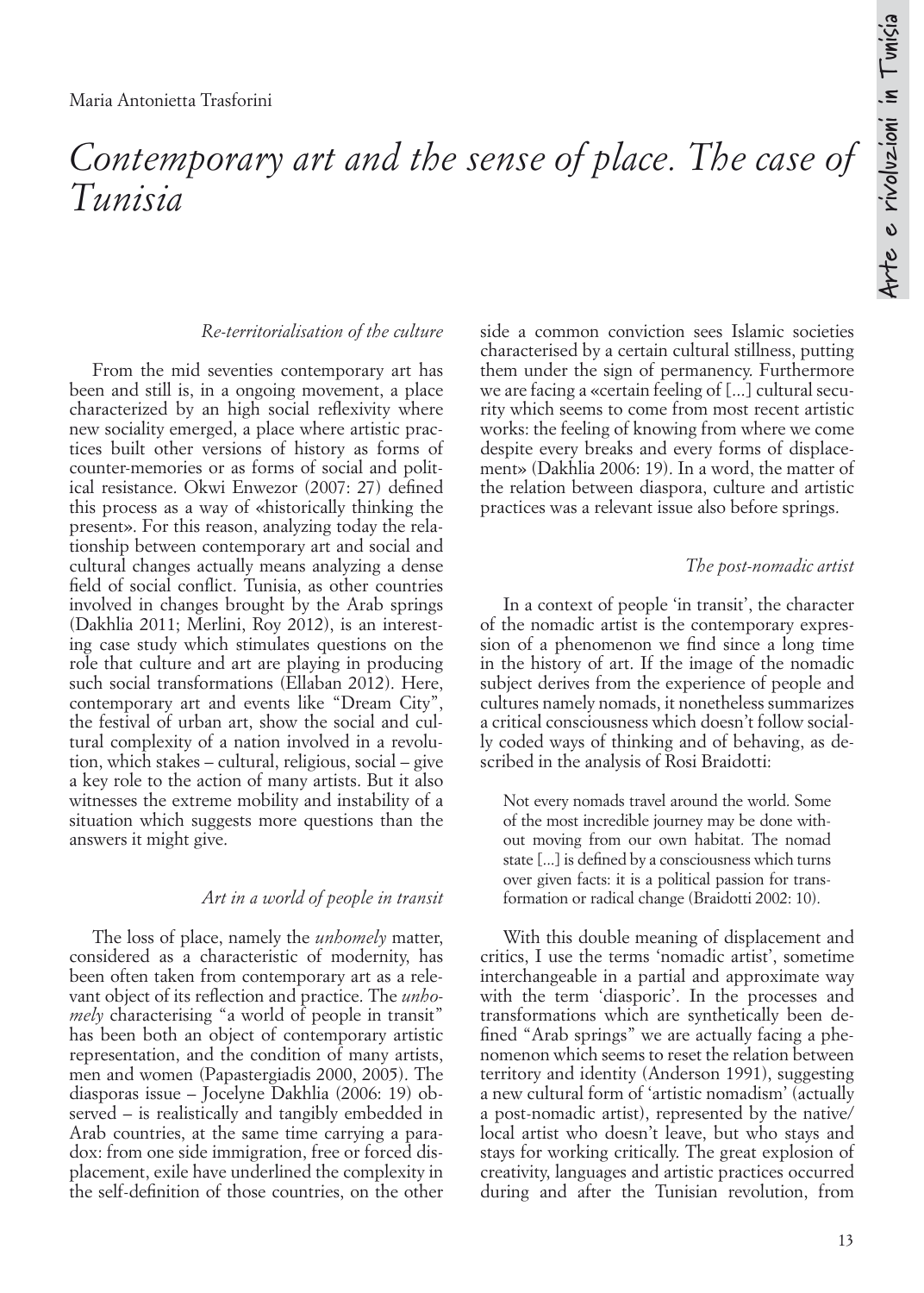Maria Antonietta Trasforini

# *Contemporary art and the sense of place. The case of Tunisia*

### *Re-territorialisation of the culture*

From the mid seventies contemporary art has been and still is, in a ongoing movement, a place characterized by an high social reflexivity where new sociality emerged, a place where artistic practices built other versions of history as forms of counter-memories or as forms of social and political resistance. Okwi Enwezor (2007: 27) defined this process as a way of «historically thinking the present». For this reason, analyzing today the relationship between contemporary art and social and cultural changes actually means analyzing a dense field of social conflict. Tunisia, as other countries involved in changes brought by the Arab springs (Dakhlia 2011; Merlini, Roy 2012), is an interesting case study which stimulates questions on the role that culture and art are playing in producing such social transformations (Ellaban 2012). Here, contemporary art and events like "Dream City", the festival of urban art, show the social and cultural complexity of a nation involved in a revolution, which stakes – cultural, religious, social – give a key role to the action of many artists. But it also witnesses the extreme mobility and instability of a situation which suggests more questions than the answers it might give.

### *Art in a world of people in transit*

The loss of place, namely the *unhomely* matter, considered as a characteristic of modernity, has been often taken from contemporary art as a relevant object of its reflection and practice. The *unhomely* characterising "a world of people in transit" has been both an object of contemporary artistic representation, and the condition of many artists, men and women (Papastergiadis 2000, 2005). The diasporas issue – Jocelyne Dakhlia (2006: 19) observed – is realistically and tangibly embedded in Arab countries, at the same time carrying a paradox: from one side immigration, free or forced displacement, exile have underlined the complexity in the self-definition of those countries, on the other side a common conviction sees Islamic societies characterised by a certain cultural stillness, putting them under the sign of permanency. Furthermore we are facing a «certain feeling of [...] cultural security which seems to come from most recent artistic works: the feeling of knowing from where we come despite every breaks and every forms of displacement» (Dakhlia 2006: 19). In a word, the matter of the relation between diaspora, culture and artistic practices was a relevant issue also before springs.

### *The post-nomadic artist*

In a context of people 'in transit', the character of the nomadic artist is the contemporary expression of a phenomenon we find since a long time in the history of art. If the image of the nomadic subject derives from the experience of people and cultures namely nomads, it nonetheless summarizes a critical consciousness which doesn't follow socially coded ways of thinking and of behaving, as described in the analysis of Rosi Braidotti:

> Not every nomads travel around the world. Some of the most incredible journey may be done without moving from our own habitat. The nomad state [...] is defined by a consciousness which turns over given facts: it is a political passion for transformation or radical change (Braidotti 2002: 10).

With this double meaning of displacement and critics, I use the terms 'nomadic artist', sometime interchangeable in a partial and approximate way with the term 'diasporic'. In the processes and transformations which are synthetically been defined "Arab springs" we are actually facing a phenomenon which seems to reset the relation between territory and identity (Anderson 1991), suggesting a new cultural form of 'artistic nomadism' (actually a post-nomadic artist), represented by the native/local artist who doesn't leave, but who stays and stays for working critically. The great explosion of creativity, languages and artistic practices occurred during and after the Tunisian revolution, from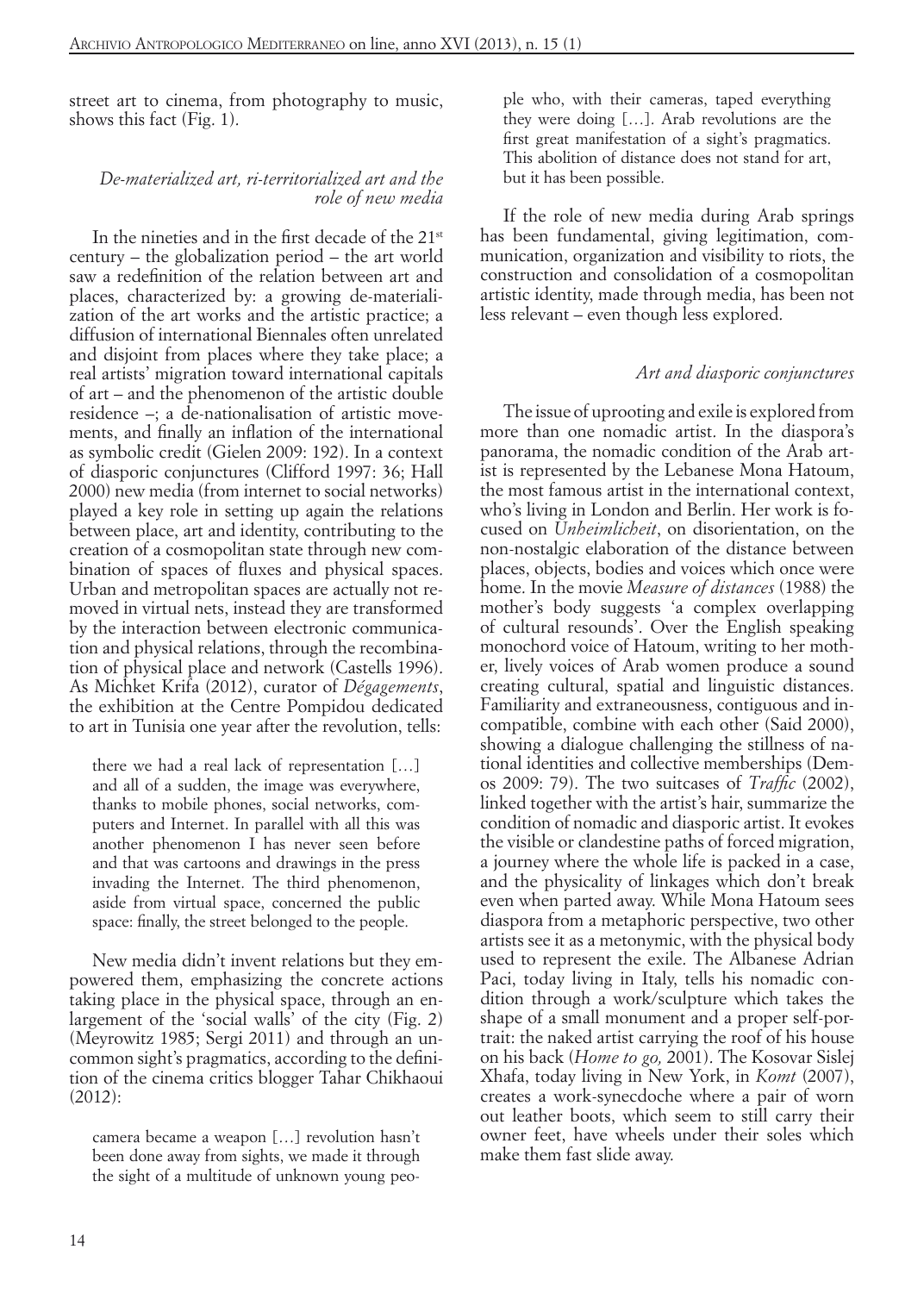street art to cinema, from photography to music, shows this fact (Fig. 1).

### *De-materialized art, ri-territorialized art and the role of new media*

In the nineties and in the first decade of the 21st century – the globalization period – the art world saw a redefinition of the relation between art and places, characterized by: a growing de-materialization of the art works and the artistic practice; a diffusion of international Biennales often unrelated and disjoint from places where they take place; a real artists' migration toward international capitals of art – and the phenomenon of the artistic double residence –; a de-nationalisation of artistic movements, and finally an inflation of the international as symbolic credit (Gielen 2009: 192). In a context of diasporic conjunctures (Clifford 1997: 36; Hall 2000) new media (from internet to social networks) played a key role in setting up again the relations between place, art and identity, contributing to the creation of a cosmopolitan state through new combination of spaces of fluxes and physical spaces. Urban and metropolitan spaces are actually not removed in virtual nets, instead they are transformed by the interaction between electronic communication and physical relations, through the recombination of physical place and network (Castells 1996). As Michket Krifa (2012), curator of *Dégagements*, the exhibition at the Centre Pompidou dedicated to art in Tunisia one year after the revolution, tells:

> there we had a real lack of representation […] and all of a sudden, the image was everywhere, thanks to mobile phones, social networks, computers and Internet. In parallel with all this was another phenomenon I has never seen before and that was cartoons and drawings in the press invading the Internet. The third phenomenon, aside from virtual space, concerned the public space: finally, the street belonged to the people.

New media didn't invent relations but they empowered them, emphasizing the concrete actions taking place in the physical space, through an enlargement of the 'social walls' of the city (Fig. 2) (Meyrowitz 1985; Sergi 2011) and through an uncommon sight's pragmatics, according to the definition of the cinema critics blogger Tahar Chikhaoui (2012):

> camera became a weapon […] revolution hasn't been done away from sights, we made it through the sight of a multitude of unknown young people who, with their cameras, taped everything they were doing […]. Arab revolutions are the first great manifestation of a sight's pragmatics. This abolition of distance does not stand for art, but it has been possible.

If the role of new media during Arab springs has been fundamental, giving legitimation, communication, organization and visibility to riots, the construction and consolidation of a cosmopolitan artistic identity, made through media, has been not less relevant – even though less explored.

### *Art and diasporic conjunctures*

The issue of uprooting and exile is explored from more than one nomadic artist. In the diaspora's panorama, the nomadic condition of the Arab artist is represented by the Lebanese Mona Hatoum, the most famous artist in the international context, who's living in London and Berlin. Her work is focused on *Unheimlicheit*, on disorientation, on the non-nostalgic elaboration of the distance between places, objects, bodies and voices which once were home. In the movie *Measure of distances* (1988) the mother's body suggests 'a complex overlapping of cultural resounds'. Over the English speaking monochord voice of Hatoum, writing to her mother, lively voices of Arab women produce a sound creating cultural, spatial and linguistic distances. Familiarity and extraneousness, contiguous and incompatible, combine with each other (Said 2000), showing a dialogue challenging the stillness of national identities and collective memberships (Demos 2009: 79). The two suitcases of *Traffic* (2002), linked together with the artist's hair, summarize the condition of nomadic and diasporic artist. It evokes the visible or clandestine paths of forced migration, a journey where the whole life is packed in a case, and the physicality of linkages which don't break even when parted away. While Mona Hatoum sees diaspora from a metaphoric perspective, two other artists see it as a metonymic, with the physical body used to represent the exile. The Albanese Adrian Paci, today living in Italy, tells his nomadic condition through a work/sculpture which takes the shape of a small monument and a proper self-portrait: the naked artist carrying the roof of his house on his back (*Home to go,* 2001). The Kosovar Sislej Xhafa, today living in New York, in *Komt* (2007), creates a work-synecdoche where a pair of worn out leather boots, which seem to still carry their owner feet, have wheels under their soles which make them fast slide away.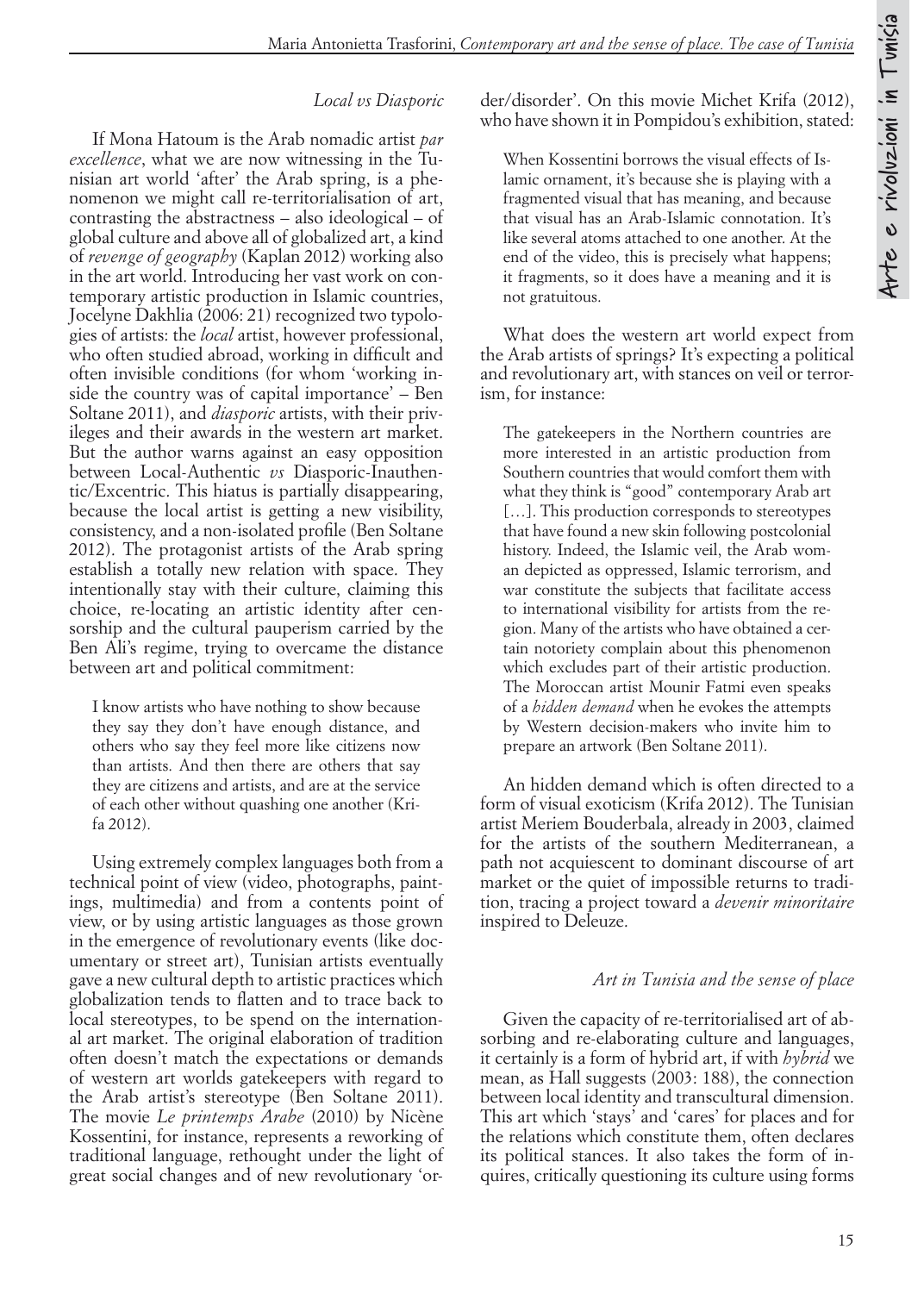### *Local vs Diasporic*

If Mona Hatoum is the Arab nomadic artist *par excellence*, what we are now witnessing in the Tunisian art world 'after' the Arab spring, is a phenomenon we might call re-territorialisation of art, contrasting the abstractness – also ideological – of global culture and above all of globalized art, a kind of *revenge of geography* (Kaplan 2012) working also in the art world. Introducing her vast work on contemporary artistic production in Islamic countries, Jocelyne Dakhlia (2006: 21) recognized two typologies of artists: the *local* artist, however professional, who often studied abroad, working in difficult and often invisible conditions (for whom 'working inside the country was of capital importance' – Ben Soltane 2011), and *diasporic* artists, with their privileges and their awards in the western art market. But the author warns against an easy opposition between Local-Authentic *vs* Diasporic-Inauthentic/Excentric. This hiatus is partially disappearing, because the local artist is getting a new visibility, consistency, and a non-isolated profile (Ben Soltane 2012). The protagonist artists of the Arab spring establish a totally new relation with space. They intentionally stay with their culture, claiming this choice, re-locating an artistic identity after censorship and the cultural pauperism carried by the Ben Ali's regime, trying to overcame the distance between art and political commitment:

> I know artists who have nothing to show because they say they don't have enough distance, and others who say they feel more like citizens now than artists. And then there are others that say they are citizens and artists, and are at the service of each other without quashing one another (Krifa 2012).

Using extremely complex languages both from a technical point of view (video, photographs, paintings, multimedia) and from a contents point of view, or by using artistic languages as those grown in the emergence of revolutionary events (like documentary or street art), Tunisian artists eventually gave a new cultural depth to artistic practices which globalization tends to flatten and to trace back to local stereotypes, to be spend on the international art market. The original elaboration of tradition often doesn't match the expectations or demands of western art worlds gatekeepers with regard to the Arab artist's stereotype (Ben Soltane 2011). The movie *Le printemps Arabe* (2010) by Nicène Kossentini, for instance, represents a reworking of traditional language, rethought under the light of great social changes and of new revolutionary 'order/disorder'. On this movie Michet Krifa (2012), who have shown it in Pompidou's exhibition, stated:

> When Kossentini borrows the visual effects of Islamic ornament, it's because she is playing with a fragmented visual that has meaning, and because that visual has an Arab-Islamic connotation. It's like several atoms attached to one another. At the end of the video, this is precisely what happens; it fragments, so it does have a meaning and it is not gratuitous.

What does the western art world expect from the Arab artists of springs? It's expecting a political and revolutionary art, with stances on veil or terrorism, for instance:

> The gatekeepers in the Northern countries are more interested in an artistic production from Southern countries that would comfort them with what they think is "good" contemporary Arab art […]. This production corresponds to stereotypes that have found a new skin following postcolonial history. Indeed, the Islamic veil, the Arab woman depicted as oppressed, Islamic terrorism, and war constitute the subjects that facilitate access to international visibility for artists from the region. Many of the artists who have obtained a certain notoriety complain about this phenomenon which excludes part of their artistic production. The Moroccan artist Mounir Fatmi even speaks of a *hidden demand* when he evokes the attempts by Western decision-makers who invite him to prepare an artwork (Ben Soltane 2011).

An hidden demand which is often directed to a form of visual exoticism (Krifa 2012). The Tunisian artist Meriem Bouderbala, already in 2003, claimed for the artists of the southern Mediterranean, a path not acquiescent to dominant discourse of art market or the quiet of impossible returns to tradition, tracing a project toward a *devenir minoritaire* inspired to Deleuze.

### *Art in Tunisia and the sense of place*

Given the capacity of re-territorialised art of absorbing and re-elaborating culture and languages, it certainly is a form of hybrid art, if with *hybrid* we mean, as Hall suggests (2003: 188), the connection between local identity and transcultural dimension. This art which 'stays' and 'cares' for places and for the relations which constitute them, often declares its political stances. It also takes the form of inquires, critically questioning its culture using forms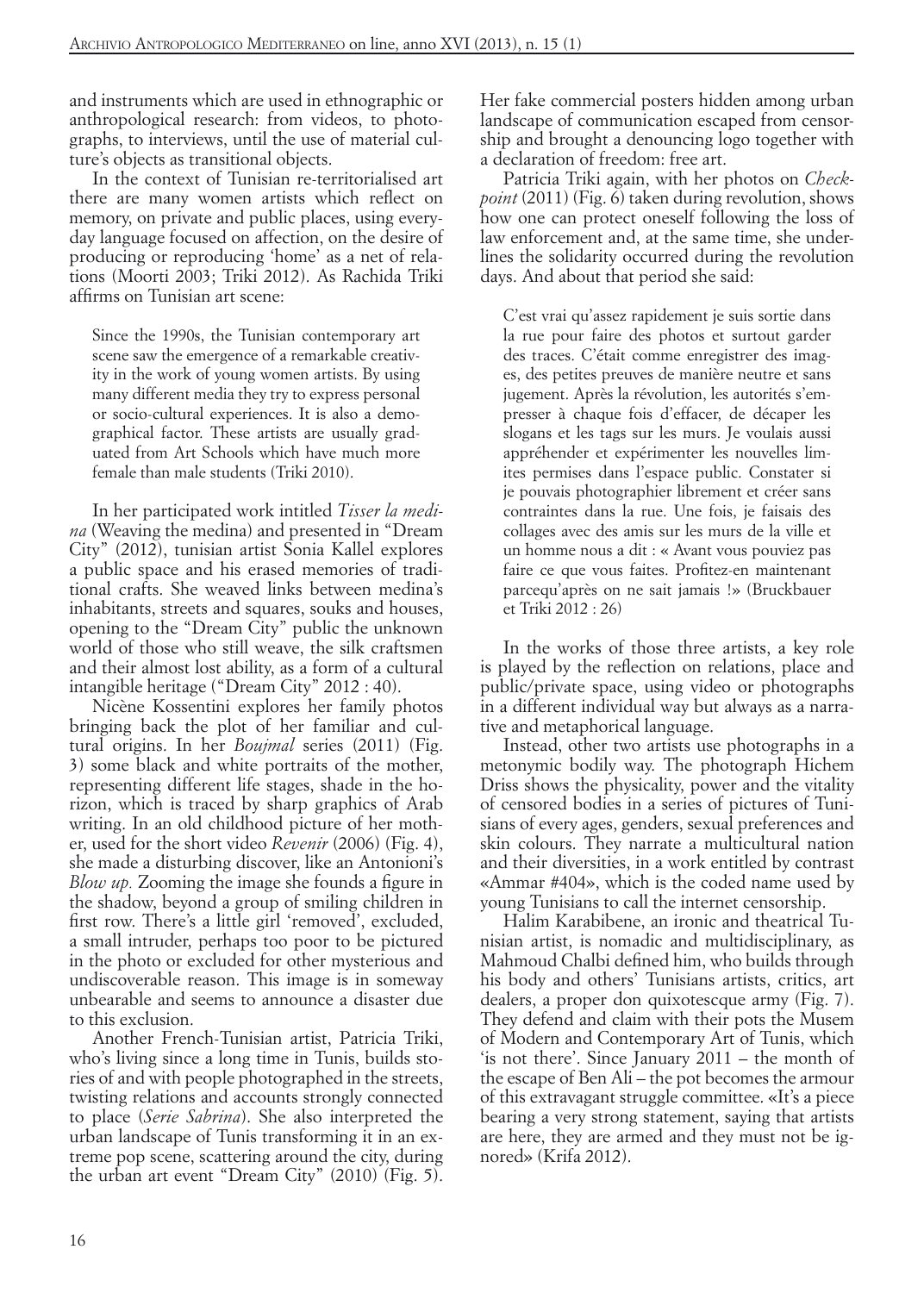and instruments which are used in ethnographic or anthropological research: from videos, to photographs, to interviews, until the use of material culture's objects as transitional objects.

In the context of Tunisian re-territorialised art there are many women artists which reflect on memory, on private and public places, using everyday language focused on affection, on the desire of producing or reproducing 'home' as a net of relations (Moorti 2003; Triki 2012). As Rachida Triki affirms on Tunisian art scene:

> Since the 1990s, the Tunisian contemporary art scene saw the emergence of a remarkable creativity in the work of young women artists. By using many different media they try to express personal or socio-cultural experiences. It is also a demographical factor. These artists are usually graduated from Art Schools which have much more female than male students (Triki 2010).

In her participated work intitled *Tisser la medina* (Weaving the medina) and presented in "Dream City" (2012), tunisian artist Sonia Kallel explores a public space and his erased memories of traditional crafts. She weaved links between medina's inhabitants, streets and squares, souks and houses, opening to the "Dream City" public the unknown world of those who still weave, the silk craftsmen and their almost lost ability, as a form of a cultural intangible heritage ("Dream City" 2012 : 40).

Nicène Kossentini explores her family photos bringing back the plot of her familiar and cultural origins. In her *Boujmal* series (2011) (Fig. 3) some black and white portraits of the mother, representing different life stages, shade in the horizon, which is traced by sharp graphics of Arab writing. In an old childhood picture of her mother, used for the short video *Revenir* (2006) (Fig. 4), she made a disturbing discover, like an Antonioni's *Blow up.* Zooming the image she founds a figure in the shadow, beyond a group of smiling children in first row. There's a little girl 'removed', excluded, a small intruder, perhaps too poor to be pictured in the photo or excluded for other mysterious and undiscoverable reason. This image is in someway unbearable and seems to announce a disaster due to this exclusion.

Another French-Tunisian artist, Patricia Triki, who's living since a long time in Tunis, builds stories of and with people photographed in the streets, twisting relations and accounts strongly connected to place (*Serie Sabrina*). She also interpreted the urban landscape of Tunis transforming it in an extreme pop scene, scattering around the city, during the urban art event "Dream City" (2010) (Fig. 5). Her fake commercial posters hidden among urban landscape of communication escaped from censorship and brought a denouncing logo together with a declaration of freedom: free art.

Patricia Triki again, with her photos on *Checkpoint* (2011) (Fig. 6) taken during revolution, shows how one can protect oneself following the loss of law enforcement and, at the same time, she underlines the solidarity occurred during the revolution days. And about that period she said:

> C'est vrai qu'assez rapidement je suis sortie dans la rue pour faire des photos et surtout garder des traces. C'était comme enregistrer des images, des petites preuves de manière neutre et sans jugement. Après la révolution, les autorités s'empresser à chaque fois d'effacer, de décaper les slogans et les tags sur les murs. Je voulais aussi appréhender et expérimenter les nouvelles limites permises dans l'espace public. Constater si je pouvais photographier librement et créer sans contraintes dans la rue. Une fois, je faisais des collages avec des amis sur les murs de la ville et un homme nous a dit : « Avant vous pouviez pas faire ce que vous faites. Profitez-en maintenant parcequ'après on ne sait jamais !» (Bruckbauer et Triki 2012 : 26)

In the works of those three artists, a key role is played by the reflection on relations, place and public/private space, using video or photographs in a different individual way but always as a narrative and metaphorical language.

Instead, other two artists use photographs in a metonymic bodily way. The photograph Hichem Driss shows the physicality, power and the vitality of censored bodies in a series of pictures of Tunisians of every ages, genders, sexual preferences and skin colours. They narrate a multicultural nation and their diversities, in a work entitled by contrast «Ammar #404», which is the coded name used by young Tunisians to call the internet censorship.

Halim Karabibene, an ironic and theatrical Tunisian artist, is nomadic and multidisciplinary, as Mahmoud Chalbi defined him, who builds through his body and others' Tunisians artists, critics, art dealers, a proper don quixotescque army (Fig. 7). They defend and claim with their pots the Musem of Modern and Contemporary Art of Tunis, which 'is not there'. Since January 2011 – the month of the escape of Ben Ali – the pot becomes the armour of this extravagant struggle committee. «It's a piece bearing a very strong statement, saying that artists are here, they are armed and they must not be ignored» (Krifa 2012).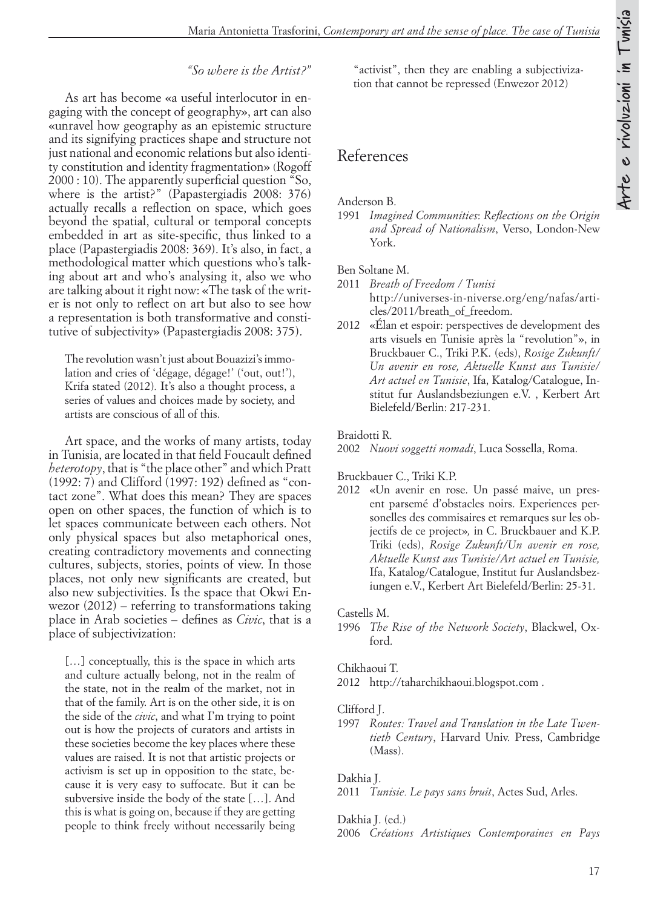### *"So where is the Artist?"*

As art has become «a useful interlocutor in engaging with the concept of geography», art can also «unravel how geography as an epistemic structure and its signifying practices shape and structure not just national and economic relations but also identity constitution and identity fragmentation» (Rogoff 2000 : 10). The apparently superficial question "So, where is the artist?" (Papastergiadis 2008: 376) actually recalls a reflection on space, which goes beyond the spatial, cultural or temporal concepts embedded in art as site-specific, thus linked to a place (Papastergiadis 2008: 369). It's also, in fact, a methodological matter which questions who's talking about art and who's analysing it, also we who are talking about it right now: «The task of the writer is not only to reflect on art but also to see how a representation is both transformative and constitutive of subjectivity» (Papastergiadis 2008: 375).

> The revolution wasn't just about Bouazizi's immolation and cries of 'dégage, dégage!' ('out, out!'), Krifa stated (2012). It's also a thought process, a series of values and choices made by society, and artists are conscious of all of this.

Art space, and the works of many artists, today in Tunisia, are located in that field Foucault defined *heterotopy*, that is "the place other" and which Pratt (1992: 7) and Clifford (1997: 192) defined as "contact zone". What does this mean? They are spaces open on other spaces, the function of which is to let spaces communicate between each others. Not only physical spaces but also metaphorical ones, creating contradictory movements and connecting cultures, subjects, stories, points of view. In those places, not only new significants are created, but also new subjectivities. Is the space that Okwi Enwezor (2012) – referring to transformations taking place in Arab societies – defines as *Civic*, that is a place of subjectivization:

> […] conceptually, this is the space in which arts and culture actually belong, not in the realm of the state, not in the realm of the market, not in that of the family. Art is on the other side, it is on the side of the *civic*, and what I'm trying to point out is how the projects of curators and artists in these societies become the key places where these values are raised. It is not that artistic projects or activism is set up in opposition to the state, because it is very easy to suffocate. But it can be subversive inside the body of the state […]. And this is what is going on, because if they are getting people to think freely without necessarily being "activist", then they are enabling a subjectivization that cannot be repressed (Enwezor 2012)

## References

Anderson B.
1991 *Imagined Communities*: *Reflections on the Origin and Spread of Nationalism*, Verso, London-New York.

Ben Soltane M.
2011 *Breath of Freedom / Tunisi* http://universes-in-niverse.org/eng/nafas/articles/2011/breath_of_freedom.
2012 «Élan et espoir: perspectives de development des arts visuels en Tunisie après la "revolution"», in Bruckbauer C., Triki P.K. (eds), *Rosige Zukunft/ Un avenir en rose, Aktuelle Kunst aus Tunisie/ Art actuel en Tunisie*, Ifa, Katalog/Catalogue, Institut fur Auslandsbeziungen e.V. , Kerbert Art Bielefeld/Berlin: 217-231.

Braidotti R.
2002 *Nuovi soggetti nomadi*, Luca Sossella, Roma.

Bruckbauer C., Triki K.P.
2012 «Un avenir en rose. Un passé maive, un present parsemé d'obstacles noirs. Experiences personelles des commisaires et remarques sur les objectifs de ce project», in C. Bruckbauer and K.P. Triki (eds), *Rosige Zukunft/Un avenir en rose, Aktuelle Kunst aus Tunisie/Art actuel en Tunisie,* Ifa, Katalog/Catalogue, Institut fur Auslandsbeziungen e.V., Kerbert Art Bielefeld/Berlin: 25-31.

Castells M.
1996 *The Rise of the Network Society*, Blackwel, Oxford.

Chikhaoui T.
2012 http://taharchikhaoui.blogspot.com .

Clifford J.
1997 *Routes: Travel and Translation in the Late Twentieth Century*, Harvard Univ. Press, Cambridge (Mass).

Dakhia J.
2011 *Tunisie. Le pays sans bruit*, Actes Sud, Arles.

Dakhia J. (ed.)
2006 *Créations Artistiques Contemporaines en Pays*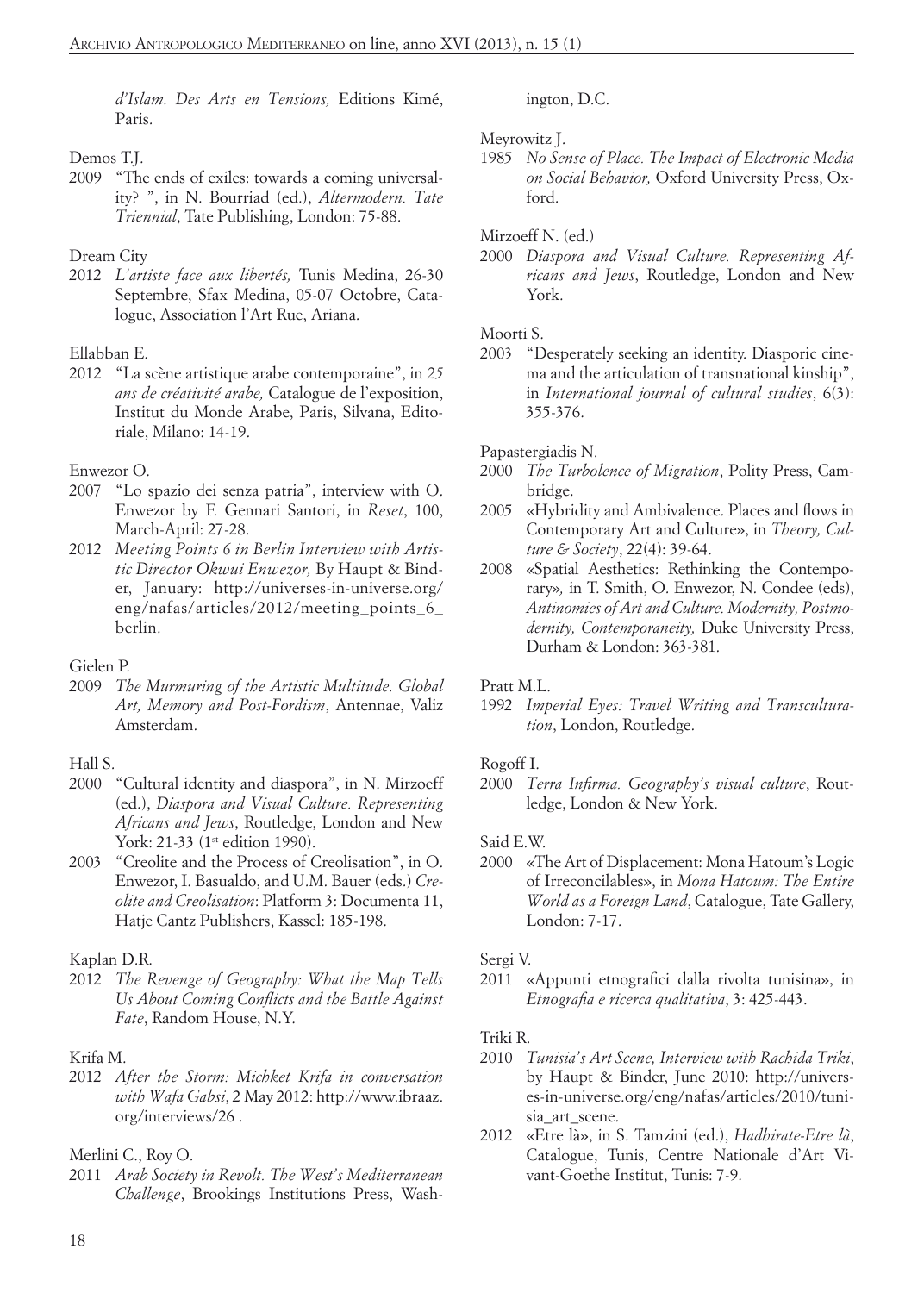*d'Islam. Des Arts en Tensions,* Editions Kimé, Paris.

Demos T.J.

2009 "The ends of exiles: towards a coming universality? ", in N. Bourriad (ed.), *Altermodern. Tate Triennial*, Tate Publishing, London: 75-88.

Dream City

2012 *L'artiste face aux libertés,* Tunis Medina, 26-30 Septembre, Sfax Medina, 05-07 Octobre, Catalogue, Association l'Art Rue, Ariana.

Ellabban E.

2012 "La scène artistique arabe contemporaine", in *25 ans de créativité arabe,* Catalogue de l'exposition, Institut du Monde Arabe, Paris, Silvana, Editoriale, Milano: 14-19.

Enwezor O.

2007 "Lo spazio dei senza patria", interview with O. Enwezor by F. Gennari Santori, in *Reset*, 100, March-April: 27-28.

2012 *Meeting Points 6 in Berlin Interview with Artistic Director Okwui Enwezor,* By Haupt & Binder, January: http://universes-in-universe.org/eng/nafas/articles/2012/meeting_points_6_berlin.

Gielen P.

2009 *The Murmuring of the Artistic Multitude. Global Art, Memory and Post-Fordism*, Antennae, Valiz Amsterdam.

Hall S.

2000 "Cultural identity and diaspora", in N. Mirzoeff (ed.), *Diaspora and Visual Culture. Representing Africans and Jews*, Routledge, London and New York: 21-33 (1st edition 1990).

2003 "Creolite and the Process of Creolisation", in O. Enwezor, I. Basualdo, and U.M. Bauer (eds.) *Creolite and Creolisation*: Platform 3: Documenta 11, Hatje Cantz Publishers, Kassel: 185-198.

Kaplan D.R.

2012 *The Revenge of Geography: What the Map Tells Us About Coming Conflicts and the Battle Against Fate*, Random House, N.Y.

Krifa M.

2012 *After the Storm: Michket Krifa in conversation with Wafa Gabsi*, 2 May 2012: http://www.ibraaz.org/interviews/26 .

Merlini C., Roy O.

2011 *Arab Society in Revolt. The West's Mediterranean Challenge*, Brookings Institutions Press, Washington, D.C.

Meyrowitz J.

1985 *No Sense of Place. The Impact of Electronic Media on Social Behavior,* Oxford University Press, Oxford.

Mirzoeff N. (ed.)

2000 *Diaspora and Visual Culture. Representing Africans and Jews*, Routledge, London and New York.

Moorti S.

2003 "Desperately seeking an identity. Diasporic cinema and the articulation of transnational kinship", in *International journal of cultural studies*, 6(3): 355-376.

Papastergiadis N.

2000 *The Turbolence of Migration*, Polity Press, Cambridge.

2005 «Hybridity and Ambivalence. Places and flows in Contemporary Art and Culture», in *Theory, Culture & Society*, 22(4): 39-64.

2008 «Spatial Aesthetics: Rethinking the Contemporary», in T. Smith, O. Enwezor, N. Condee (eds), *Antinomies of Art and Culture. Modernity, Postmodernity, Contemporaneity,* Duke University Press, Durham & London: 363-381.

Pratt M.L.

1992 *Imperial Eyes: Travel Writing and Transculturation*, London, Routledge.

Rogoff I.

2000 *Terra Infirma. Geography's visual culture*, Routledge, London & New York.

Said E.W.

2000 «The Art of Displacement: Mona Hatoum's Logic of Irreconcilables», in *Mona Hatoum: The Entire World as a Foreign Land*, Catalogue, Tate Gallery, London: 7-17.

Sergi V.

2011 «Appunti etnografici dalla rivolta tunisina», in *Etnografia e ricerca qualitativa*, 3: 425-443.

Triki R.

2010 *Tunisia's Art Scene, Interview with Rachida Triki*, by Haupt & Binder, June 2010: http://universes-in-universe.org/eng/nafas/articles/2010/tunisia_art_scene.

2012 «Etre là», in S. Tamzini (ed.), *Hadhirate-Etre là*, Catalogue, Tunis, Centre Nationale d'Art Vivant-Goethe Institut, Tunis: 7-9.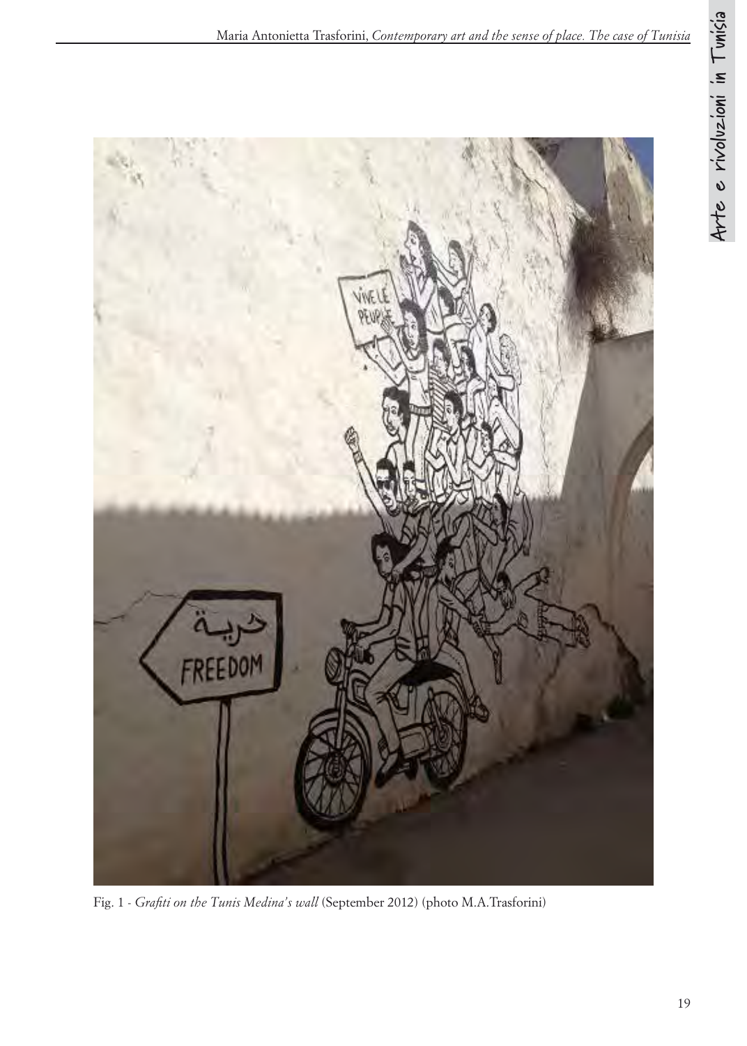Fig. 1 - *Grafiti on the Tunis Medina's wall* (September 2012) (photo M.A.Trasforini)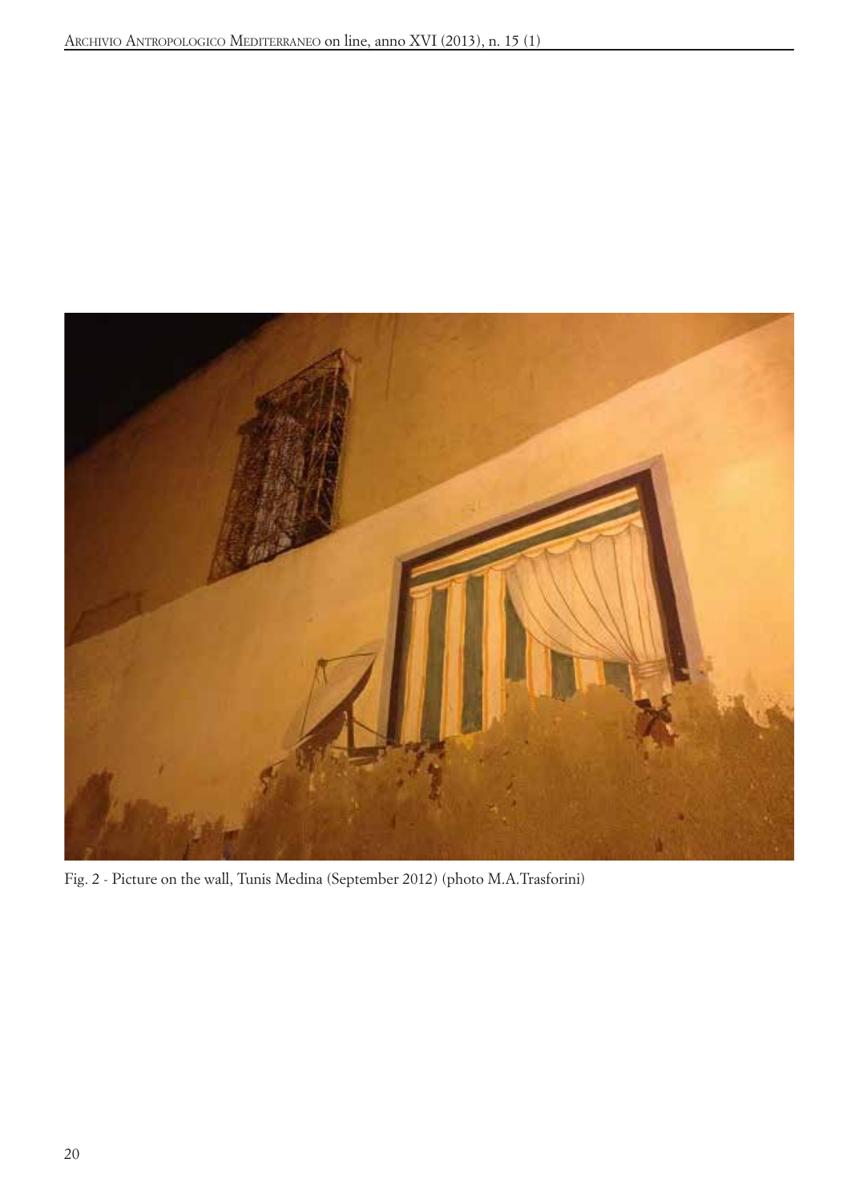Fig. 2 - Picture on the wall, Tunis Medina (September 2012) (photo M.A.Trasforini)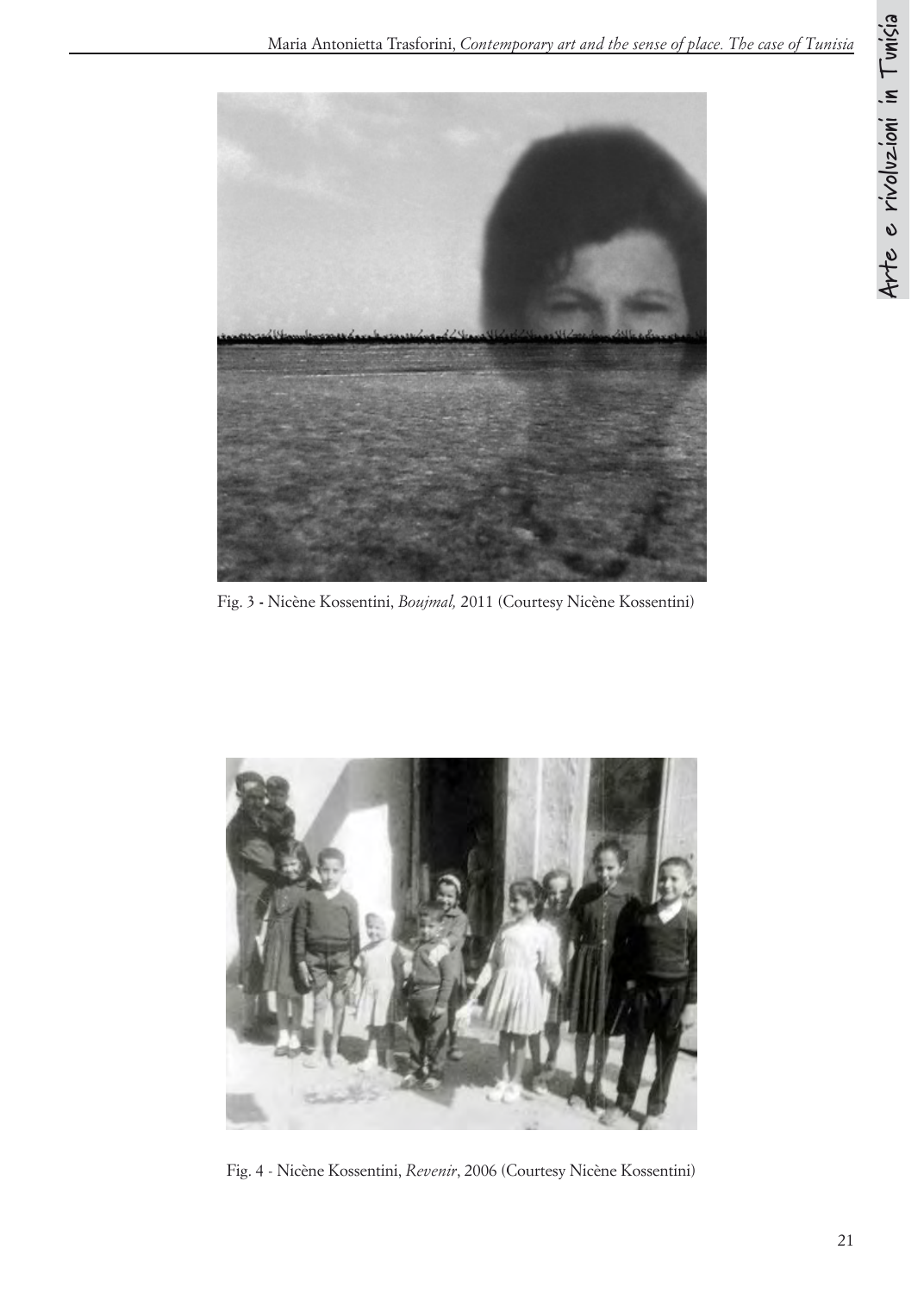Fig. 3 - Nicène Kossentini, *Boujmal,* 2011 (Courtesy Nicène Kossentini)

Fig. 4 - Nicène Kossentini, *Revenir*, 2006 (Courtesy Nicène Kossentini)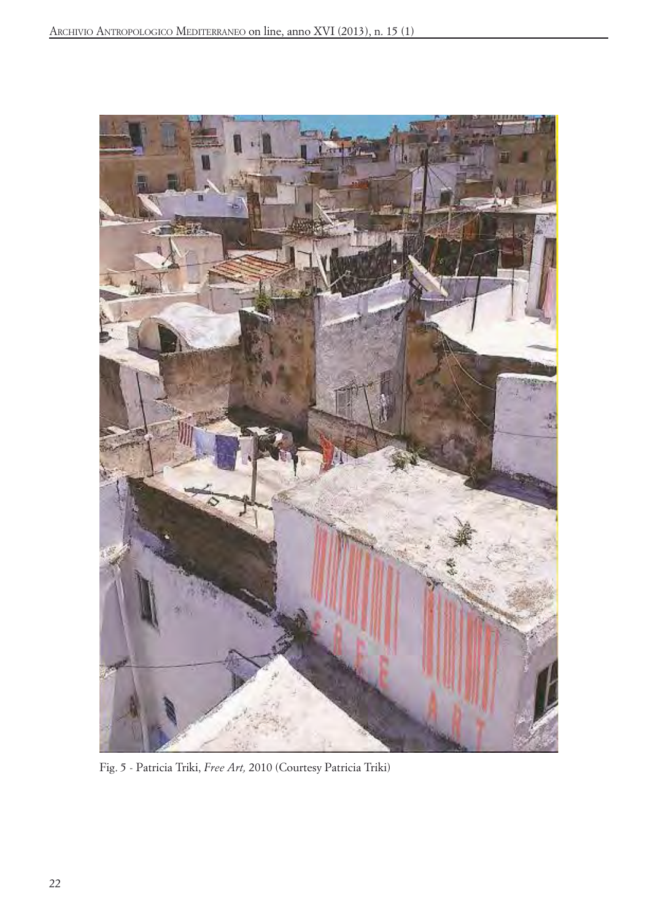Fig. 5 - Patricia Triki, *Free Art,* 2010 (Courtesy Patricia Triki)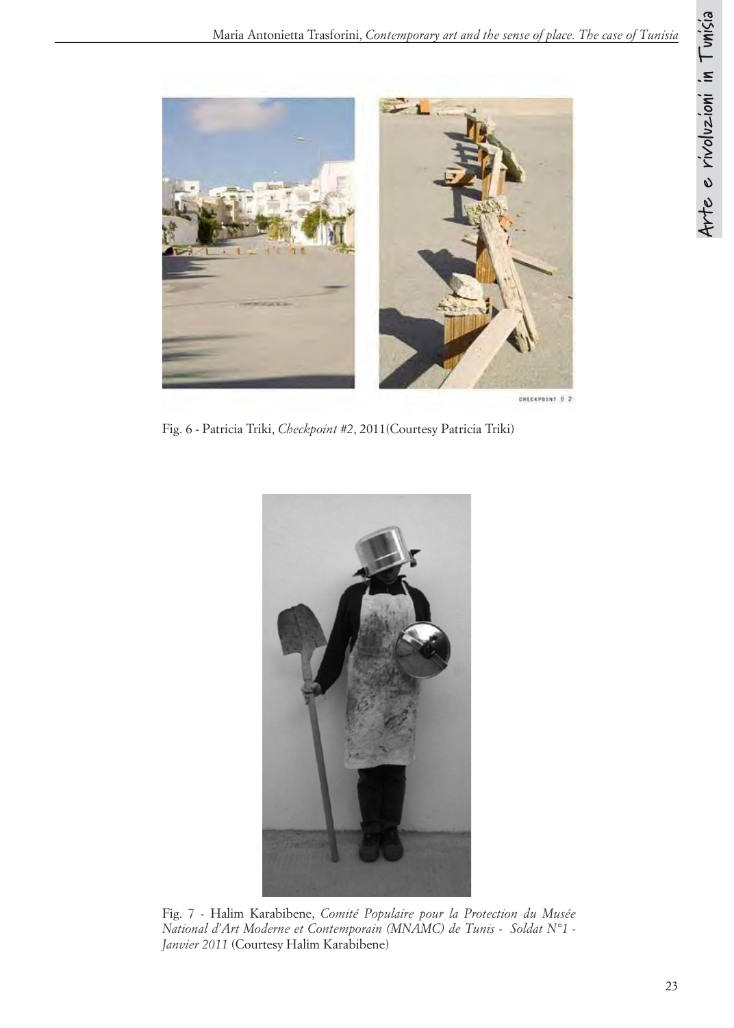Fig. 6 - Patricia Triki, *Checkpoint #2*, 2011(Courtesy Patricia Triki)

Fig. 7 - Halim Karabibene, *Comité Populaire pour la Protection du Musée National d'Art Moderne et Contemporain (MNAMC) de Tunis - Soldat N°1 - Janvier 2011* (Courtesy Halim Karabibene)